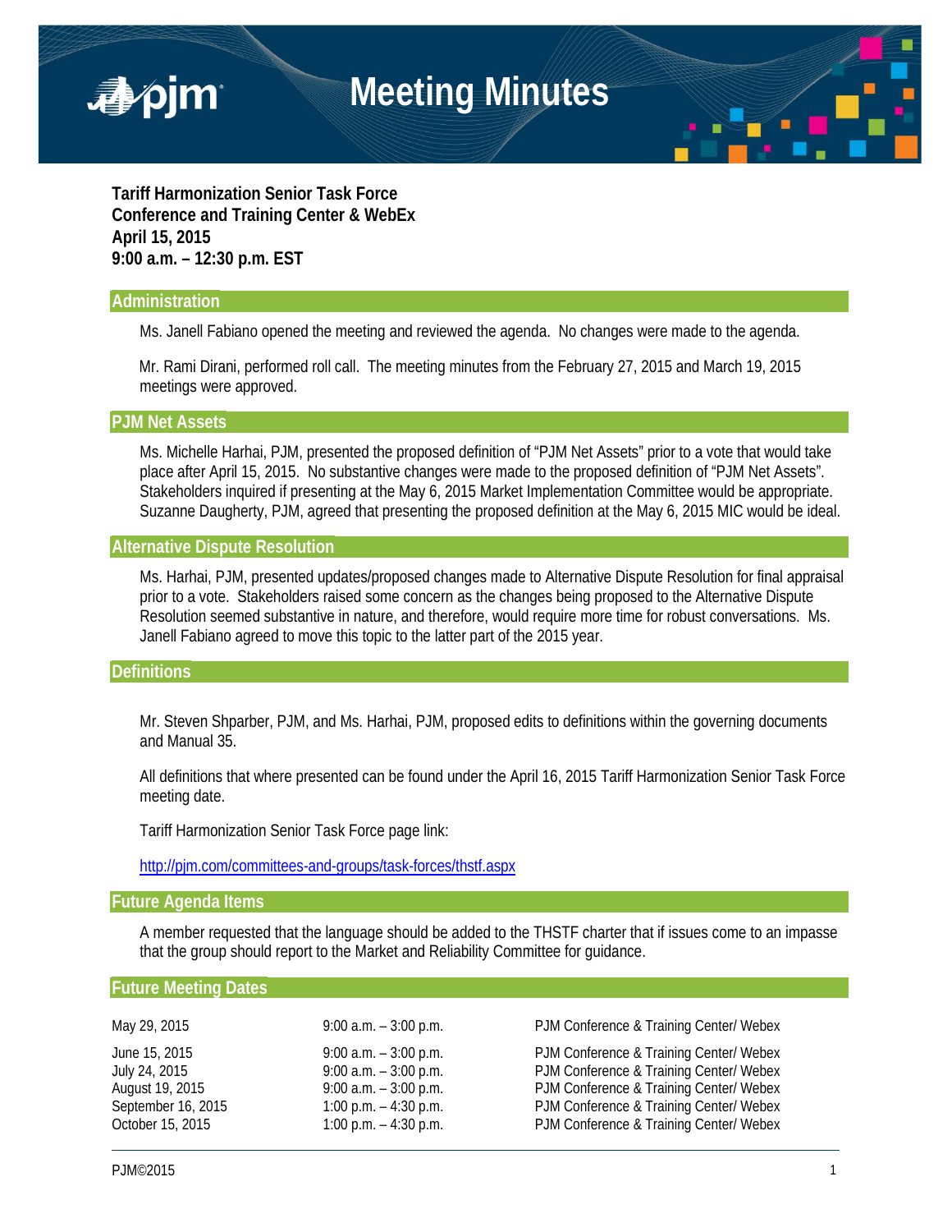# Meeting Minutes

**Tariff Harmonization Senior Task Force**
**Conference and Training Center & WebEx**
**April 15, 2015**
**9:00 a.m. – 12:30 p.m. EST**

## Administration

Ms. Janell Fabiano opened the meeting and reviewed the agenda. No changes were made to the agenda.

Mr. Rami Dirani, performed roll call. The meeting minutes from the February 27, 2015 and March 19, 2015 meetings were approved.

## PJM Net Assets

Ms. Michelle Harhai, PJM, presented the proposed definition of "PJM Net Assets" prior to a vote that would take place after April 15, 2015. No substantive changes were made to the proposed definition of "PJM Net Assets". Stakeholders inquired if presenting at the May 6, 2015 Market Implementation Committee would be appropriate. Suzanne Daugherty, PJM, agreed that presenting the proposed definition at the May 6, 2015 MIC would be ideal.

## Alternative Dispute Resolution

Ms. Harhai, PJM, presented updates/proposed changes made to Alternative Dispute Resolution for final appraisal prior to a vote. Stakeholders raised some concern as the changes being proposed to the Alternative Dispute Resolution seemed substantive in nature, and therefore, would require more time for robust conversations. Ms. Janell Fabiano agreed to move this topic to the latter part of the 2015 year.

## Definitions

Mr. Steven Shparber, PJM, and Ms. Harhai, PJM, proposed edits to definitions within the governing documents and Manual 35.

All definitions that where presented can be found under the April 16, 2015 Tariff Harmonization Senior Task Force meeting date.

Tariff Harmonization Senior Task Force page link:

http://pjm.com/committees-and-groups/task-forces/thstf.aspx

## Future Agenda Items

A member requested that the language should be added to the THSTF charter that if issues come to an impasse that the group should report to the Market and Reliability Committee for guidance.

## Future Meeting Dates

| | | |
|---|---|---|
| May 29, 2015 | 9:00 a.m. – 3:00 p.m. | PJM Conference & Training Center/ Webex |
| June 15, 2015 | 9:00 a.m. – 3:00 p.m. | PJM Conference & Training Center/ Webex |
| July 24, 2015 | 9:00 a.m. – 3:00 p.m. | PJM Conference & Training Center/ Webex |
| August 19, 2015 | 9:00 a.m. – 3:00 p.m. | PJM Conference & Training Center/ Webex |
| September 16, 2015 | 1:00 p.m. – 4:30 p.m. | PJM Conference & Training Center/ Webex |
| October 15, 2015 | 1:00 p.m. – 4:30 p.m. | PJM Conference & Training Center/ Webex |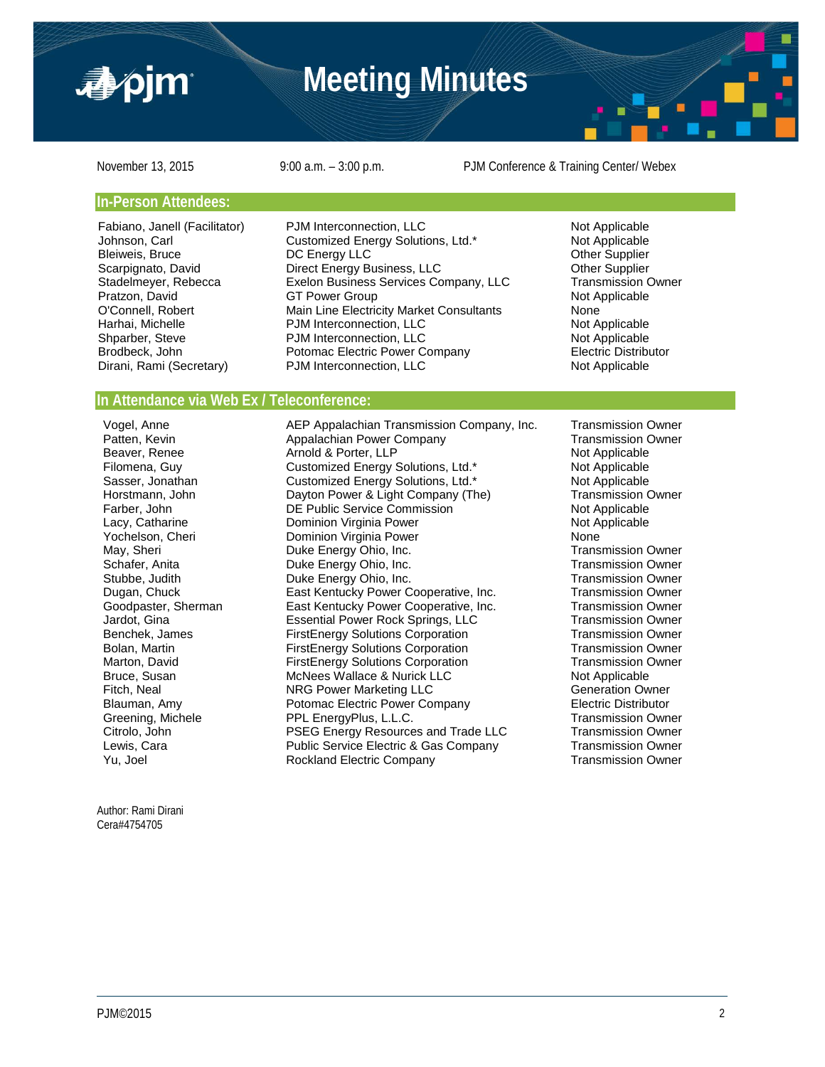# Meeting Minutes

November 13, 2015 | 9:00 a.m. – 3:00 p.m. | PJM Conference & Training Center/ Webex

## In-Person Attendees:

| | | |
|---|---|---|
| Fabiano, Janell (Facilitator) | PJM Interconnection, LLC | Not Applicable |
| Johnson, Carl | Customized Energy Solutions, Ltd.* | Not Applicable |
| Bleiweis, Bruce | DC Energy LLC | Other Supplier |
| Scarpignato, David | Direct Energy Business, LLC | Other Supplier |
| Stadelmeyer, Rebecca | Exelon Business Services Company, LLC | Transmission Owner |
| Pratzon, David | GT Power Group | Not Applicable |
| O'Connell, Robert | Main Line Electricity Market Consultants | None |
| Harhai, Michelle | PJM Interconnection, LLC | Not Applicable |
| Shparber, Steve | PJM Interconnection, LLC | Not Applicable |
| Brodbeck, John | Potomac Electric Power Company | Electric Distributor |
| Dirani, Rami (Secretary) | PJM Interconnection, LLC | Not Applicable |

## In Attendance via Web Ex / Teleconference:

| | | |
|---|---|---|
| Vogel, Anne | AEP Appalachian Transmission Company, Inc. | Transmission Owner |
| Patten, Kevin | Appalachian Power Company | Transmission Owner |
| Beaver, Renee | Arnold & Porter, LLP | Not Applicable |
| Filomena, Guy | Customized Energy Solutions, Ltd.* | Not Applicable |
| Sasser, Jonathan | Customized Energy Solutions, Ltd.* | Not Applicable |
| Horstmann, John | Dayton Power & Light Company (The) | Transmission Owner |
| Farber, John | DE Public Service Commission | Not Applicable |
| Lacy, Catharine | Dominion Virginia Power | Not Applicable |
| Yochelson, Cheri | Dominion Virginia Power | None |
| May, Sheri | Duke Energy Ohio, Inc. | Transmission Owner |
| Schafer, Anita | Duke Energy Ohio, Inc. | Transmission Owner |
| Stubbe, Judith | Duke Energy Ohio, Inc. | Transmission Owner |
| Dugan, Chuck | East Kentucky Power Cooperative, Inc. | Transmission Owner |
| Goodpaster, Sherman | East Kentucky Power Cooperative, Inc. | Transmission Owner |
| Jardot, Gina | Essential Power Rock Springs, LLC | Transmission Owner |
| Benchek, James | FirstEnergy Solutions Corporation | Transmission Owner |
| Bolan, Martin | FirstEnergy Solutions Corporation | Transmission Owner |
| Marton, David | FirstEnergy Solutions Corporation | Transmission Owner |
| Bruce, Susan | McNees Wallace & Nurick LLC | Not Applicable |
| Fitch, Neal | NRG Power Marketing LLC | Generation Owner |
| Blauman, Amy | Potomac Electric Power Company | Electric Distributor |
| Greening, Michele | PPL EnergyPlus, L.L.C. | Transmission Owner |
| Citrolo, John | PSEG Energy Resources and Trade LLC | Transmission Owner |
| Lewis, Cara | Public Service Electric & Gas Company | Transmission Owner |
| Yu, Joel | Rockland Electric Company | Transmission Owner |

Author: Rami Dirani
Cera#4754705